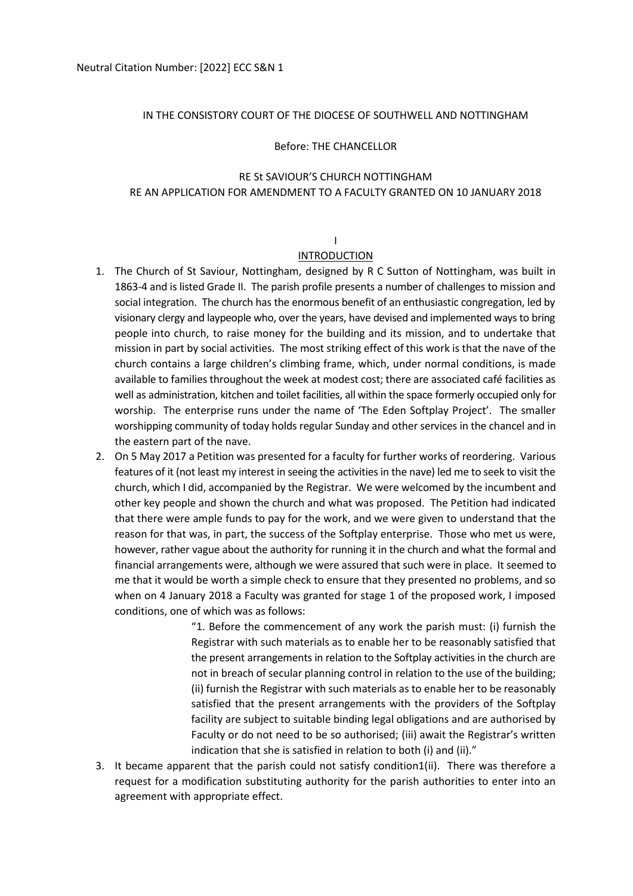Neutral Citation Number: [2022] ECC S&N 1

IN THE CONSISTORY COURT OF THE DIOCESE OF SOUTHWELL AND NOTTINGHAM

Before: THE CHANCELLOR

RE St SAVIOUR'S CHURCH NOTTINGHAM
RE AN APPLICATION FOR AMENDMENT TO A FACULTY GRANTED ON 10 JANUARY 2018

## I
## INTRODUCTION

1. The Church of St Saviour, Nottingham, designed by R C Sutton of Nottingham, was built in 1863-4 and is listed Grade II. The parish profile presents a number of challenges to mission and social integration. The church has the enormous benefit of an enthusiastic congregation, led by visionary clergy and laypeople who, over the years, have devised and implemented ways to bring people into church, to raise money for the building and its mission, and to undertake that mission in part by social activities. The most striking effect of this work is that the nave of the church contains a large children's climbing frame, which, under normal conditions, is made available to families throughout the week at modest cost; there are associated café facilities as well as administration, kitchen and toilet facilities, all within the space formerly occupied only for worship. The enterprise runs under the name of 'The Eden Softplay Project'. The smaller worshipping community of today holds regular Sunday and other services in the chancel and in the eastern part of the nave.
2. On 5 May 2017 a Petition was presented for a faculty for further works of reordering. Various features of it (not least my interest in seeing the activities in the nave) led me to seek to visit the church, which I did, accompanied by the Registrar. We were welcomed by the incumbent and other key people and shown the church and what was proposed. The Petition had indicated that there were ample funds to pay for the work, and we were given to understand that the reason for that was, in part, the success of the Softplay enterprise. Those who met us were, however, rather vague about the authority for running it in the church and what the formal and financial arrangements were, although we were assured that such were in place. It seemed to me that it would be worth a simple check to ensure that they presented no problems, and so when on 4 January 2018 a Faculty was granted for stage 1 of the proposed work, I imposed conditions, one of which was as follows:

   > "1. Before the commencement of any work the parish must: (i) furnish the Registrar with such materials as to enable her to be reasonably satisfied that the present arrangements in relation to the Softplay activities in the church are not in breach of secular planning control in relation to the use of the building; (ii) furnish the Registrar with such materials as to enable her to be reasonably satisfied that the present arrangements with the providers of the Softplay facility are subject to suitable binding legal obligations and are authorised by Faculty or do not need to be so authorised; (iii) await the Registrar's written indication that she is satisfied in relation to both (i) and (ii)."

3. It became apparent that the parish could not satisfy condition1(ii). There was therefore a request for a modification substituting authority for the parish authorities to enter into an agreement with appropriate effect.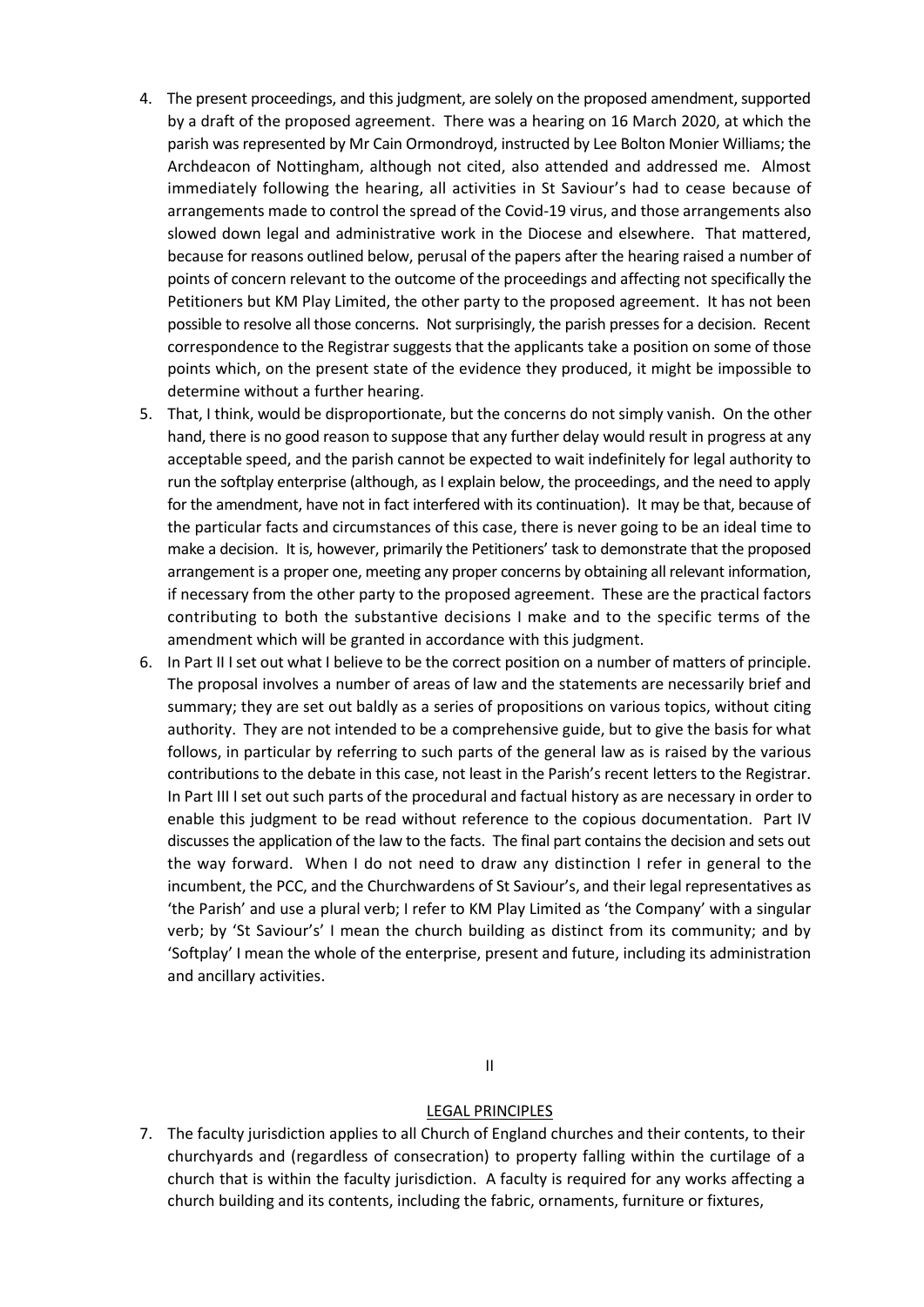4. The present proceedings, and this judgment, are solely on the proposed amendment, supported by a draft of the proposed agreement. There was a hearing on 16 March 2020, at which the parish was represented by Mr Cain Ormondroyd, instructed by Lee Bolton Monier Williams; the Archdeacon of Nottingham, although not cited, also attended and addressed me. Almost immediately following the hearing, all activities in St Saviour's had to cease because of arrangements made to control the spread of the Covid-19 virus, and those arrangements also slowed down legal and administrative work in the Diocese and elsewhere. That mattered, because for reasons outlined below, perusal of the papers after the hearing raised a number of points of concern relevant to the outcome of the proceedings and affecting not specifically the Petitioners but KM Play Limited, the other party to the proposed agreement. It has not been possible to resolve all those concerns. Not surprisingly, the parish presses for a decision. Recent correspondence to the Registrar suggests that the applicants take a position on some of those points which, on the present state of the evidence they produced, it might be impossible to determine without a further hearing.
5. That, I think, would be disproportionate, but the concerns do not simply vanish. On the other hand, there is no good reason to suppose that any further delay would result in progress at any acceptable speed, and the parish cannot be expected to wait indefinitely for legal authority to run the softplay enterprise (although, as I explain below, the proceedings, and the need to apply for the amendment, have not in fact interfered with its continuation). It may be that, because of the particular facts and circumstances of this case, there is never going to be an ideal time to make a decision. It is, however, primarily the Petitioners' task to demonstrate that the proposed arrangement is a proper one, meeting any proper concerns by obtaining all relevant information, if necessary from the other party to the proposed agreement. These are the practical factors contributing to both the substantive decisions I make and to the specific terms of the amendment which will be granted in accordance with this judgment.
6. In Part II I set out what I believe to be the correct position on a number of matters of principle. The proposal involves a number of areas of law and the statements are necessarily brief and summary; they are set out baldly as a series of propositions on various topics, without citing authority. They are not intended to be a comprehensive guide, but to give the basis for what follows, in particular by referring to such parts of the general law as is raised by the various contributions to the debate in this case, not least in the Parish's recent letters to the Registrar. In Part III I set out such parts of the procedural and factual history as are necessary in order to enable this judgment to be read without reference to the copious documentation. Part IV discusses the application of the law to the facts. The final part contains the decision and sets out the way forward. When I do not need to draw any distinction I refer in general to the incumbent, the PCC, and the Churchwardens of St Saviour's, and their legal representatives as 'the Parish' and use a plural verb; I refer to KM Play Limited as 'the Company' with a singular verb; by 'St Saviour's' I mean the church building as distinct from its community; and by 'Softplay' I mean the whole of the enterprise, present and future, including its administration and ancillary activities.

## II

## LEGAL PRINCIPLES

7. The faculty jurisdiction applies to all Church of England churches and their contents, to their churchyards and (regardless of consecration) to property falling within the curtilage of a church that is within the faculty jurisdiction. A faculty is required for any works affecting a church building and its contents, including the fabric, ornaments, furniture or fixtures,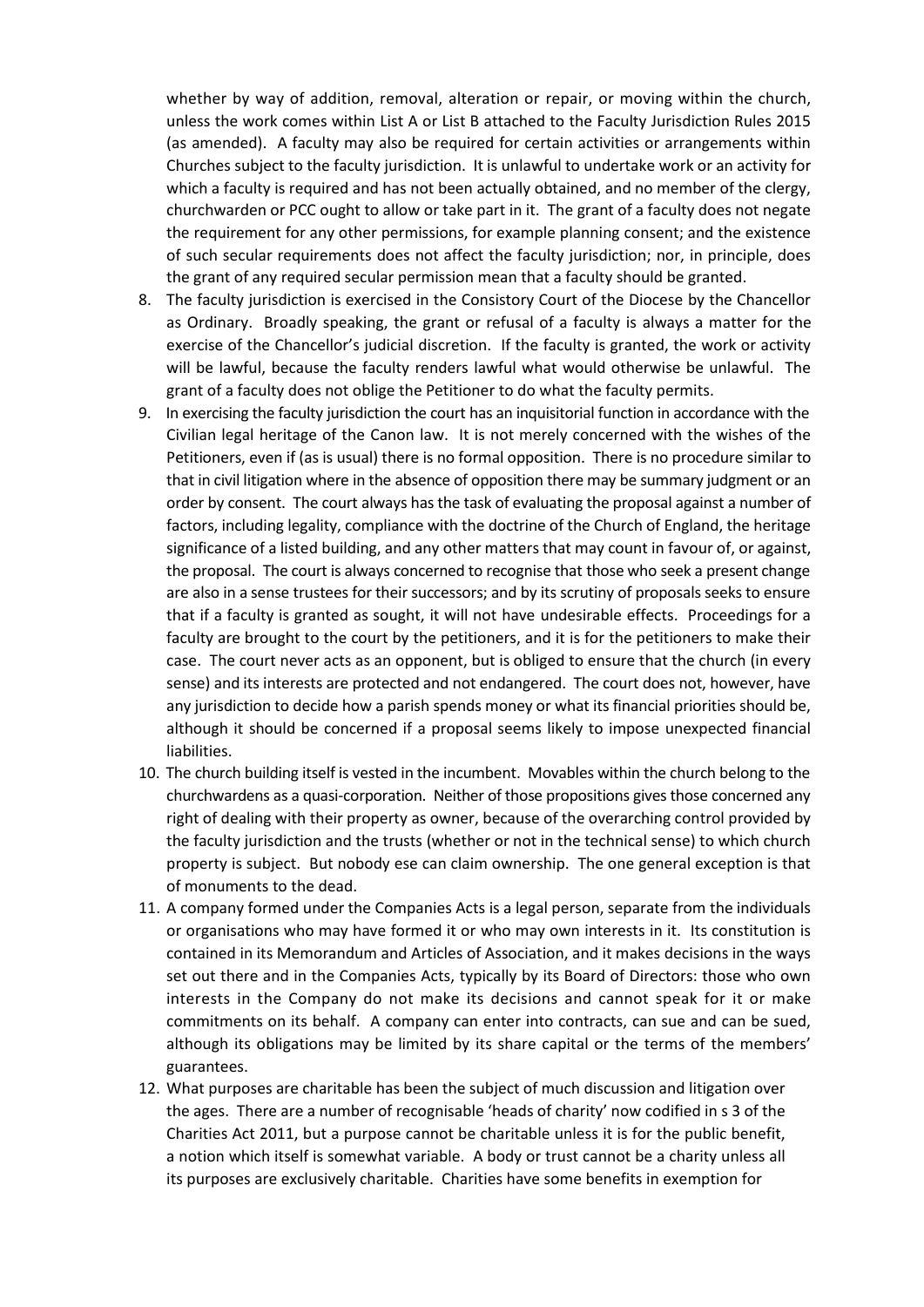whether by way of addition, removal, alteration or repair, or moving within the church, unless the work comes within List A or List B attached to the Faculty Jurisdiction Rules 2015 (as amended). A faculty may also be required for certain activities or arrangements within Churches subject to the faculty jurisdiction. It is unlawful to undertake work or an activity for which a faculty is required and has not been actually obtained, and no member of the clergy, churchwarden or PCC ought to allow or take part in it. The grant of a faculty does not negate the requirement for any other permissions, for example planning consent; and the existence of such secular requirements does not affect the faculty jurisdiction; nor, in principle, does the grant of any required secular permission mean that a faculty should be granted.

8. The faculty jurisdiction is exercised in the Consistory Court of the Diocese by the Chancellor as Ordinary. Broadly speaking, the grant or refusal of a faculty is always a matter for the exercise of the Chancellor's judicial discretion. If the faculty is granted, the work or activity will be lawful, because the faculty renders lawful what would otherwise be unlawful. The grant of a faculty does not oblige the Petitioner to do what the faculty permits.
9. In exercising the faculty jurisdiction the court has an inquisitorial function in accordance with the Civilian legal heritage of the Canon law. It is not merely concerned with the wishes of the Petitioners, even if (as is usual) there is no formal opposition. There is no procedure similar to that in civil litigation where in the absence of opposition there may be summary judgment or an order by consent. The court always has the task of evaluating the proposal against a number of factors, including legality, compliance with the doctrine of the Church of England, the heritage significance of a listed building, and any other matters that may count in favour of, or against, the proposal. The court is always concerned to recognise that those who seek a present change are also in a sense trustees for their successors; and by its scrutiny of proposals seeks to ensure that if a faculty is granted as sought, it will not have undesirable effects. Proceedings for a faculty are brought to the court by the petitioners, and it is for the petitioners to make their case. The court never acts as an opponent, but is obliged to ensure that the church (in every sense) and its interests are protected and not endangered. The court does not, however, have any jurisdiction to decide how a parish spends money or what its financial priorities should be, although it should be concerned if a proposal seems likely to impose unexpected financial liabilities.
10. The church building itself is vested in the incumbent. Movables within the church belong to the churchwardens as a quasi-corporation. Neither of those propositions gives those concerned any right of dealing with their property as owner, because of the overarching control provided by the faculty jurisdiction and the trusts (whether or not in the technical sense) to which church property is subject. But nobody ese can claim ownership. The one general exception is that of monuments to the dead.
11. A company formed under the Companies Acts is a legal person, separate from the individuals or organisations who may have formed it or who may own interests in it. Its constitution is contained in its Memorandum and Articles of Association, and it makes decisions in the ways set out there and in the Companies Acts, typically by its Board of Directors: those who own interests in the Company do not make its decisions and cannot speak for it or make commitments on its behalf. A company can enter into contracts, can sue and can be sued, although its obligations may be limited by its share capital or the terms of the members' guarantees.
12. What purposes are charitable has been the subject of much discussion and litigation over the ages. There are a number of recognisable 'heads of charity' now codified in s 3 of the Charities Act 2011, but a purpose cannot be charitable unless it is for the public benefit, a notion which itself is somewhat variable. A body or trust cannot be a charity unless all its purposes are exclusively charitable. Charities have some benefits in exemption for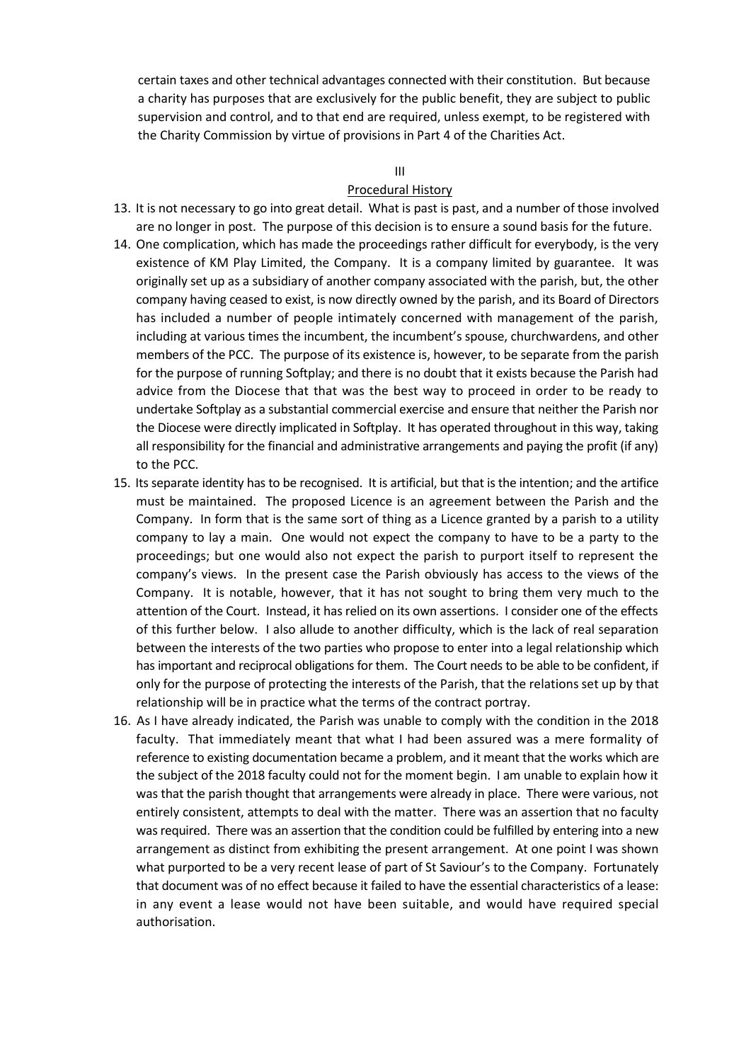certain taxes and other technical advantages connected with their constitution. But because a charity has purposes that are exclusively for the public benefit, they are subject to public supervision and control, and to that end are required, unless exempt, to be registered with the Charity Commission by virtue of provisions in Part 4 of the Charities Act.

## III

## Procedural History

13. It is not necessary to go into great detail. What is past is past, and a number of those involved are no longer in post. The purpose of this decision is to ensure a sound basis for the future.

14. One complication, which has made the proceedings rather difficult for everybody, is the very existence of KM Play Limited, the Company. It is a company limited by guarantee. It was originally set up as a subsidiary of another company associated with the parish, but, the other company having ceased to exist, is now directly owned by the parish, and its Board of Directors has included a number of people intimately concerned with management of the parish, including at various times the incumbent, the incumbent's spouse, churchwardens, and other members of the PCC. The purpose of its existence is, however, to be separate from the parish for the purpose of running Softplay; and there is no doubt that it exists because the Parish had advice from the Diocese that that was the best way to proceed in order to be ready to undertake Softplay as a substantial commercial exercise and ensure that neither the Parish nor the Diocese were directly implicated in Softplay. It has operated throughout in this way, taking all responsibility for the financial and administrative arrangements and paying the profit (if any) to the PCC.

15. Its separate identity has to be recognised. It is artificial, but that is the intention; and the artifice must be maintained. The proposed Licence is an agreement between the Parish and the Company. In form that is the same sort of thing as a Licence granted by a parish to a utility company to lay a main. One would not expect the company to have to be a party to the proceedings; but one would also not expect the parish to purport itself to represent the company's views. In the present case the Parish obviously has access to the views of the Company. It is notable, however, that it has not sought to bring them very much to the attention of the Court. Instead, it has relied on its own assertions. I consider one of the effects of this further below. I also allude to another difficulty, which is the lack of real separation between the interests of the two parties who propose to enter into a legal relationship which has important and reciprocal obligations for them. The Court needs to be able to be confident, if only for the purpose of protecting the interests of the Parish, that the relations set up by that relationship will be in practice what the terms of the contract portray.

16. As I have already indicated, the Parish was unable to comply with the condition in the 2018 faculty. That immediately meant that what I had been assured was a mere formality of reference to existing documentation became a problem, and it meant that the works which are the subject of the 2018 faculty could not for the moment begin. I am unable to explain how it was that the parish thought that arrangements were already in place. There were various, not entirely consistent, attempts to deal with the matter. There was an assertion that no faculty was required. There was an assertion that the condition could be fulfilled by entering into a new arrangement as distinct from exhibiting the present arrangement. At one point I was shown what purported to be a very recent lease of part of St Saviour's to the Company. Fortunately that document was of no effect because it failed to have the essential characteristics of a lease: in any event a lease would not have been suitable, and would have required special authorisation.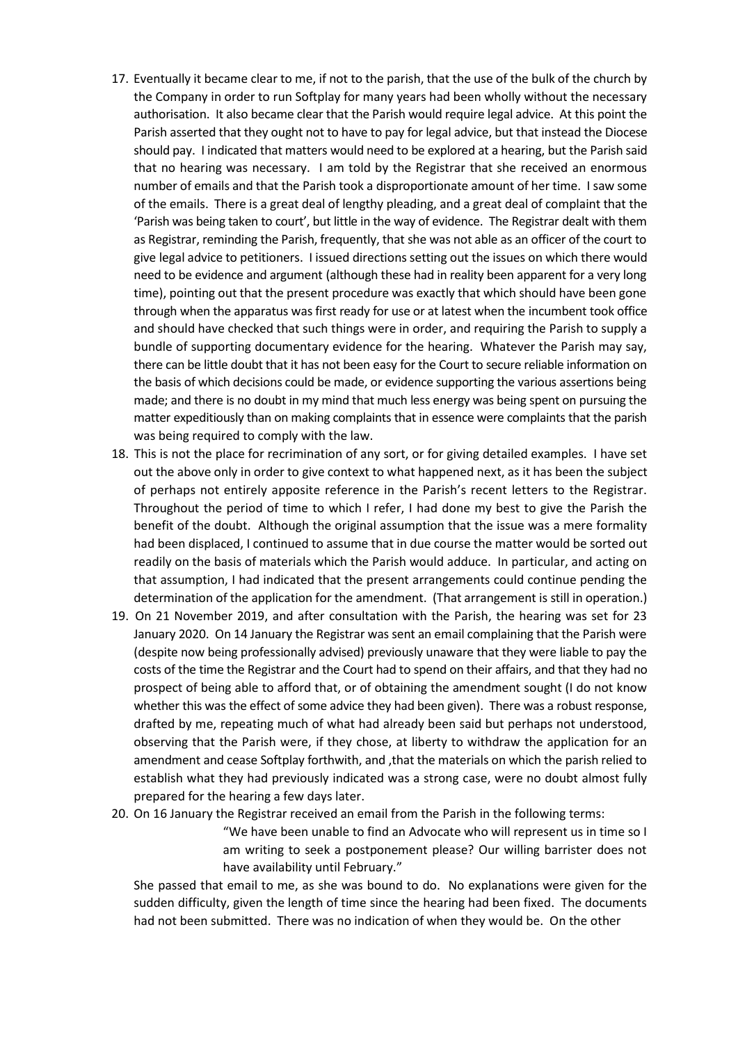17. Eventually it became clear to me, if not to the parish, that the use of the bulk of the church by the Company in order to run Softplay for many years had been wholly without the necessary authorisation. It also became clear that the Parish would require legal advice. At this point the Parish asserted that they ought not to have to pay for legal advice, but that instead the Diocese should pay. I indicated that matters would need to be explored at a hearing, but the Parish said that no hearing was necessary. I am told by the Registrar that she received an enormous number of emails and that the Parish took a disproportionate amount of her time. I saw some of the emails. There is a great deal of lengthy pleading, and a great deal of complaint that the 'Parish was being taken to court', but little in the way of evidence. The Registrar dealt with them as Registrar, reminding the Parish, frequently, that she was not able as an officer of the court to give legal advice to petitioners. I issued directions setting out the issues on which there would need to be evidence and argument (although these had in reality been apparent for a very long time), pointing out that the present procedure was exactly that which should have been gone through when the apparatus was first ready for use or at latest when the incumbent took office and should have checked that such things were in order, and requiring the Parish to supply a bundle of supporting documentary evidence for the hearing. Whatever the Parish may say, there can be little doubt that it has not been easy for the Court to secure reliable information on the basis of which decisions could be made, or evidence supporting the various assertions being made; and there is no doubt in my mind that much less energy was being spent on pursuing the matter expeditiously than on making complaints that in essence were complaints that the parish was being required to comply with the law.
18. This is not the place for recrimination of any sort, or for giving detailed examples. I have set out the above only in order to give context to what happened next, as it has been the subject of perhaps not entirely apposite reference in the Parish's recent letters to the Registrar. Throughout the period of time to which I refer, I had done my best to give the Parish the benefit of the doubt. Although the original assumption that the issue was a mere formality had been displaced, I continued to assume that in due course the matter would be sorted out readily on the basis of materials which the Parish would adduce. In particular, and acting on that assumption, I had indicated that the present arrangements could continue pending the determination of the application for the amendment. (That arrangement is still in operation.)
19. On 21 November 2019, and after consultation with the Parish, the hearing was set for 23 January 2020. On 14 January the Registrar was sent an email complaining that the Parish were (despite now being professionally advised) previously unaware that they were liable to pay the costs of the time the Registrar and the Court had to spend on their affairs, and that they had no prospect of being able to afford that, or of obtaining the amendment sought (I do not know whether this was the effect of some advice they had been given). There was a robust response, drafted by me, repeating much of what had already been said but perhaps not understood, observing that the Parish were, if they chose, at liberty to withdraw the application for an amendment and cease Softplay forthwith, and ,that the materials on which the parish relied to establish what they had previously indicated was a strong case, were no doubt almost fully prepared for the hearing a few days later.
20. On 16 January the Registrar received an email from the Parish in the following terms:

    > "We have been unable to find an Advocate who will represent us in time so I am writing to seek a postponement please? Our willing barrister does not have availability until February."

    She passed that email to me, as she was bound to do. No explanations were given for the sudden difficulty, given the length of time since the hearing had been fixed. The documents had not been submitted. There was no indication of when they would be. On the other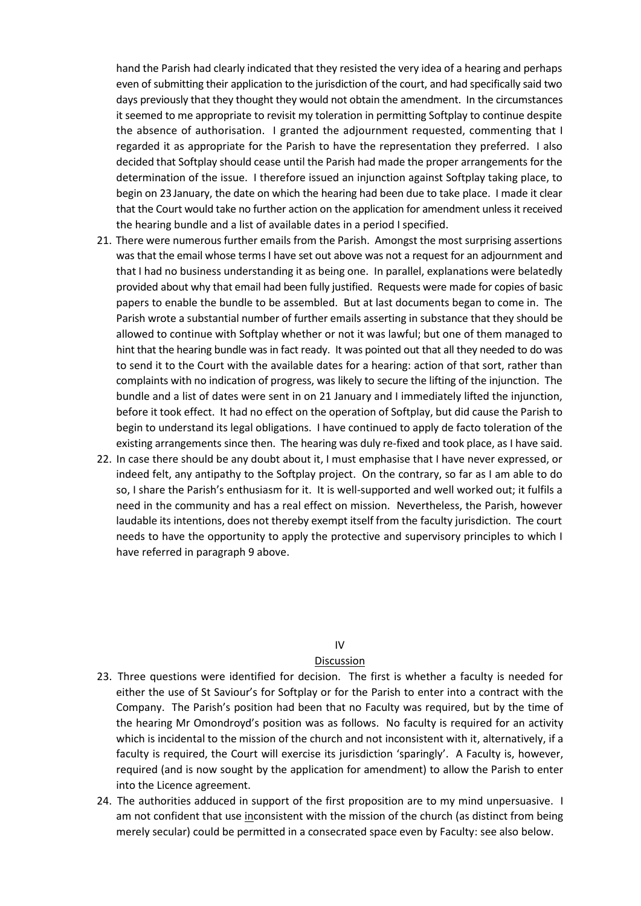hand the Parish had clearly indicated that they resisted the very idea of a hearing and perhaps even of submitting their application to the jurisdiction of the court, and had specifically said two days previously that they thought they would not obtain the amendment. In the circumstances it seemed to me appropriate to revisit my toleration in permitting Softplay to continue despite the absence of authorisation. I granted the adjournment requested, commenting that I regarded it as appropriate for the Parish to have the representation they preferred. I also decided that Softplay should cease until the Parish had made the proper arrangements for the determination of the issue. I therefore issued an injunction against Softplay taking place, to begin on 23 January, the date on which the hearing had been due to take place. I made it clear that the Court would take no further action on the application for amendment unless it received the hearing bundle and a list of available dates in a period I specified.

21. There were numerous further emails from the Parish. Amongst the most surprising assertions was that the email whose terms I have set out above was not a request for an adjournment and that I had no business understanding it as being one. In parallel, explanations were belatedly provided about why that email had been fully justified. Requests were made for copies of basic papers to enable the bundle to be assembled. But at last documents began to come in. The Parish wrote a substantial number of further emails asserting in substance that they should be allowed to continue with Softplay whether or not it was lawful; but one of them managed to hint that the hearing bundle was in fact ready. It was pointed out that all they needed to do was to send it to the Court with the available dates for a hearing: action of that sort, rather than complaints with no indication of progress, was likely to secure the lifting of the injunction. The bundle and a list of dates were sent in on 21 January and I immediately lifted the injunction, before it took effect. It had no effect on the operation of Softplay, but did cause the Parish to begin to understand its legal obligations. I have continued to apply de facto toleration of the existing arrangements since then. The hearing was duly re-fixed and took place, as I have said.

22. In case there should be any doubt about it, I must emphasise that I have never expressed, or indeed felt, any antipathy to the Softplay project. On the contrary, so far as I am able to do so, I share the Parish's enthusiasm for it. It is well-supported and well worked out; it fulfils a need in the community and has a real effect on mission. Nevertheless, the Parish, however laudable its intentions, does not thereby exempt itself from the faculty jurisdiction. The court needs to have the opportunity to apply the protective and supervisory principles to which I have referred in paragraph 9 above.

## IV

## Discussion

23. Three questions were identified for decision. The first is whether a faculty is needed for either the use of St Saviour's for Softplay or for the Parish to enter into a contract with the Company. The Parish's position had been that no Faculty was required, but by the time of the hearing Mr Omondroyd's position was as follows. No faculty is required for an activity which is incidental to the mission of the church and not inconsistent with it, alternatively, if a faculty is required, the Court will exercise its jurisdiction 'sparingly'. A Faculty is, however, required (and is now sought by the application for amendment) to allow the Parish to enter into the Licence agreement.

24. The authorities adduced in support of the first proposition are to my mind unpersuasive. I am not confident that use inconsistent with the mission of the church (as distinct from being merely secular) could be permitted in a consecrated space even by Faculty: see also below.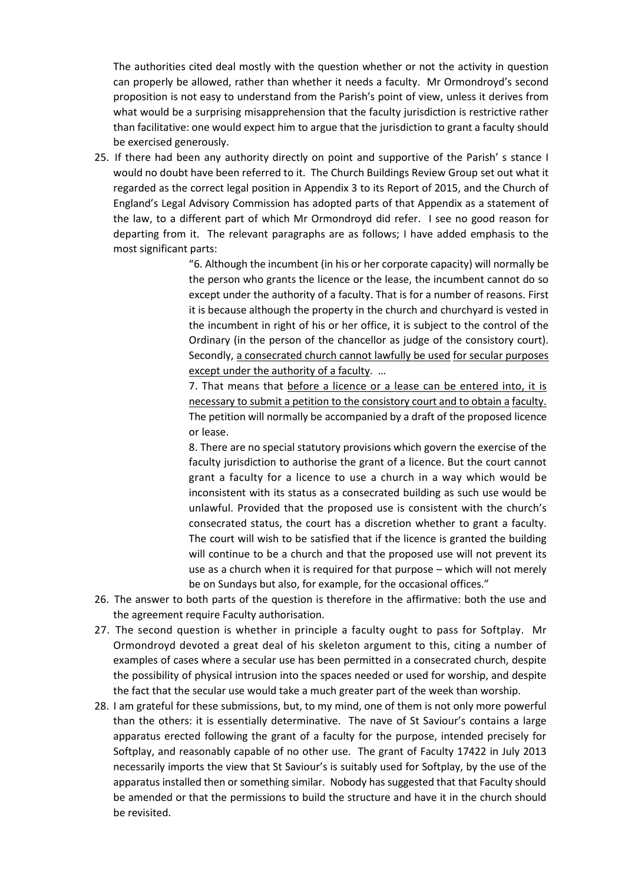The authorities cited deal mostly with the question whether or not the activity in question can properly be allowed, rather than whether it needs a faculty. Mr Ormondroyd's second proposition is not easy to understand from the Parish's point of view, unless it derives from what would be a surprising misapprehension that the faculty jurisdiction is restrictive rather than facilitative: one would expect him to argue that the jurisdiction to grant a faculty should be exercised generously.

25. If there had been any authority directly on point and supportive of the Parish' s stance I would no doubt have been referred to it. The Church Buildings Review Group set out what it regarded as the correct legal position in Appendix 3 to its Report of 2015, and the Church of England's Legal Advisory Commission has adopted parts of that Appendix as a statement of the law, to a different part of which Mr Ormondroyd did refer. I see no good reason for departing from it. The relevant paragraphs are as follows; I have added emphasis to the most significant parts:

> "6. Although the incumbent (in his or her corporate capacity) will normally be the person who grants the licence or the lease, the incumbent cannot do so except under the authority of a faculty. That is for a number of reasons. First it is because although the property in the church and churchyard is vested in the incumbent in right of his or her office, it is subject to the control of the Ordinary (in the person of the chancellor as judge of the consistory court). Secondly, <u>a consecrated church cannot lawfully be used for secular purposes except under the authority of a faculty</u>. …
>
> 7. That means that <u>before a licence or a lease can be entered into, it is necessary to submit a petition to the consistory court and to obtain a faculty.</u> The petition will normally be accompanied by a draft of the proposed licence or lease.
>
> 8. There are no special statutory provisions which govern the exercise of the faculty jurisdiction to authorise the grant of a licence. But the court cannot grant a faculty for a licence to use a church in a way which would be inconsistent with its status as a consecrated building as such use would be unlawful. Provided that the proposed use is consistent with the church's consecrated status, the court has a discretion whether to grant a faculty. The court will wish to be satisfied that if the licence is granted the building will continue to be a church and that the proposed use will not prevent its use as a church when it is required for that purpose – which will not merely be on Sundays but also, for example, for the occasional offices."

26. The answer to both parts of the question is therefore in the affirmative: both the use and the agreement require Faculty authorisation.

27. The second question is whether in principle a faculty ought to pass for Softplay. Mr Ormondroyd devoted a great deal of his skeleton argument to this, citing a number of examples of cases where a secular use has been permitted in a consecrated church, despite the possibility of physical intrusion into the spaces needed or used for worship, and despite the fact that the secular use would take a much greater part of the week than worship.

28. I am grateful for these submissions, but, to my mind, one of them is not only more powerful than the others: it is essentially determinative. The nave of St Saviour's contains a large apparatus erected following the grant of a faculty for the purpose, intended precisely for Softplay, and reasonably capable of no other use. The grant of Faculty 17422 in July 2013 necessarily imports the view that St Saviour's is suitably used for Softplay, by the use of the apparatus installed then or something similar. Nobody has suggested that that Faculty should be amended or that the permissions to build the structure and have it in the church should be revisited.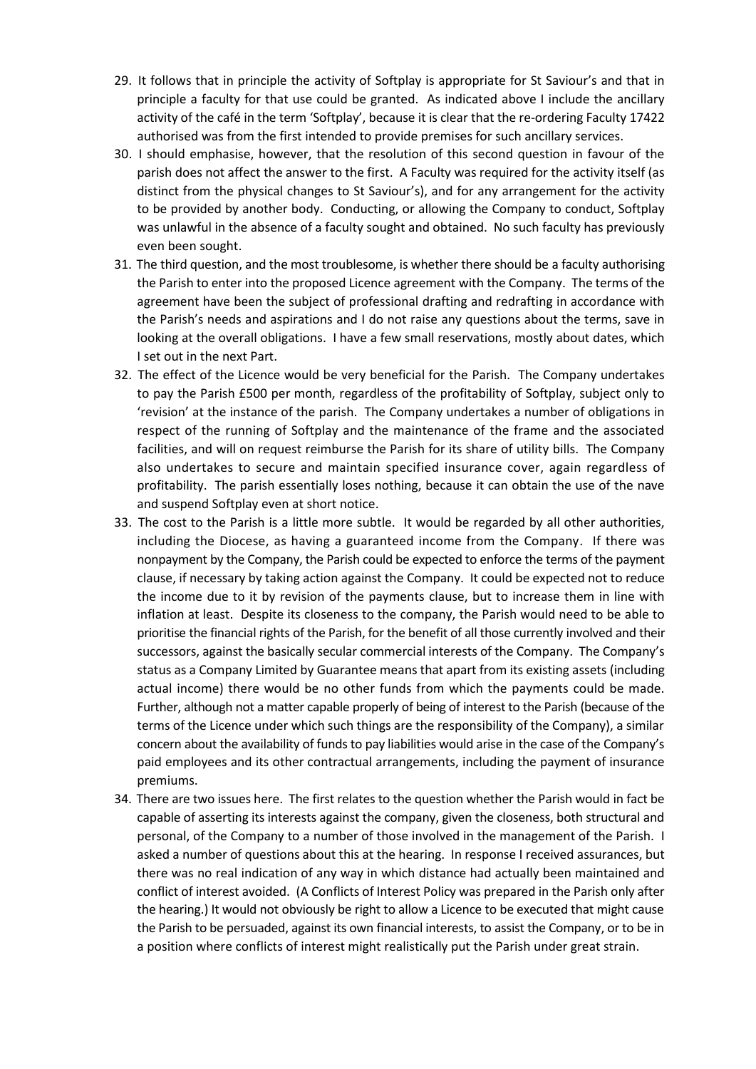29. It follows that in principle the activity of Softplay is appropriate for St Saviour's and that in principle a faculty for that use could be granted. As indicated above I include the ancillary activity of the café in the term 'Softplay', because it is clear that the re-ordering Faculty 17422 authorised was from the first intended to provide premises for such ancillary services.
30. I should emphasise, however, that the resolution of this second question in favour of the parish does not affect the answer to the first. A Faculty was required for the activity itself (as distinct from the physical changes to St Saviour's), and for any arrangement for the activity to be provided by another body. Conducting, or allowing the Company to conduct, Softplay was unlawful in the absence of a faculty sought and obtained. No such faculty has previously even been sought.
31. The third question, and the most troublesome, is whether there should be a faculty authorising the Parish to enter into the proposed Licence agreement with the Company. The terms of the agreement have been the subject of professional drafting and redrafting in accordance with the Parish's needs and aspirations and I do not raise any questions about the terms, save in looking at the overall obligations. I have a few small reservations, mostly about dates, which I set out in the next Part.
32. The effect of the Licence would be very beneficial for the Parish. The Company undertakes to pay the Parish £500 per month, regardless of the profitability of Softplay, subject only to 'revision' at the instance of the parish. The Company undertakes a number of obligations in respect of the running of Softplay and the maintenance of the frame and the associated facilities, and will on request reimburse the Parish for its share of utility bills. The Company also undertakes to secure and maintain specified insurance cover, again regardless of profitability. The parish essentially loses nothing, because it can obtain the use of the nave and suspend Softplay even at short notice.
33. The cost to the Parish is a little more subtle. It would be regarded by all other authorities, including the Diocese, as having a guaranteed income from the Company. If there was nonpayment by the Company, the Parish could be expected to enforce the terms of the payment clause, if necessary by taking action against the Company. It could be expected not to reduce the income due to it by revision of the payments clause, but to increase them in line with inflation at least. Despite its closeness to the company, the Parish would need to be able to prioritise the financial rights of the Parish, for the benefit of all those currently involved and their successors, against the basically secular commercial interests of the Company. The Company's status as a Company Limited by Guarantee means that apart from its existing assets (including actual income) there would be no other funds from which the payments could be made. Further, although not a matter capable properly of being of interest to the Parish (because of the terms of the Licence under which such things are the responsibility of the Company), a similar concern about the availability of funds to pay liabilities would arise in the case of the Company's paid employees and its other contractual arrangements, including the payment of insurance premiums.
34. There are two issues here. The first relates to the question whether the Parish would in fact be capable of asserting its interests against the company, given the closeness, both structural and personal, of the Company to a number of those involved in the management of the Parish. I asked a number of questions about this at the hearing. In response I received assurances, but there was no real indication of any way in which distance had actually been maintained and conflict of interest avoided. (A Conflicts of Interest Policy was prepared in the Parish only after the hearing.) It would not obviously be right to allow a Licence to be executed that might cause the Parish to be persuaded, against its own financial interests, to assist the Company, or to be in a position where conflicts of interest might realistically put the Parish under great strain.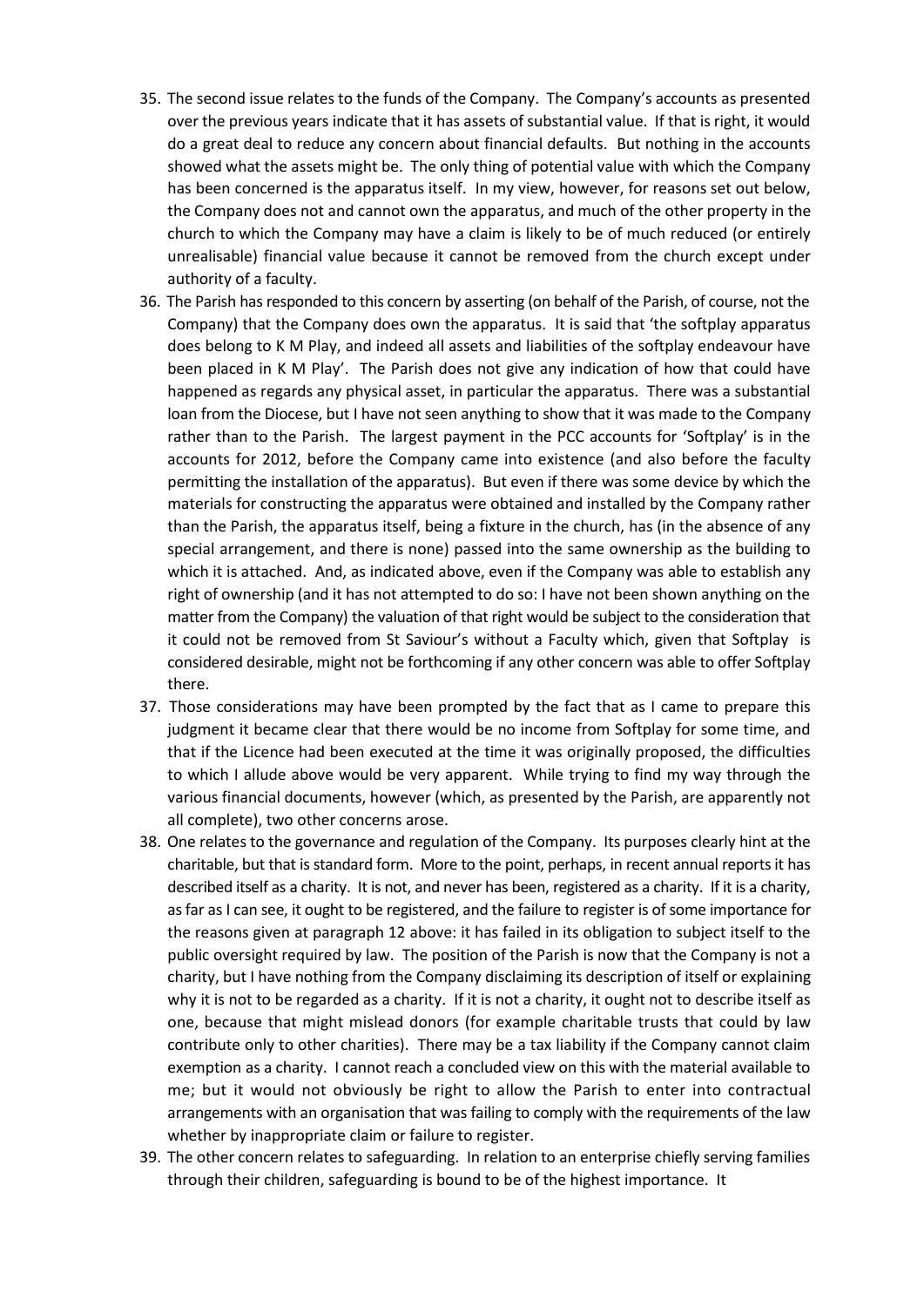35. The second issue relates to the funds of the Company. The Company's accounts as presented over the previous years indicate that it has assets of substantial value. If that is right, it would do a great deal to reduce any concern about financial defaults. But nothing in the accounts showed what the assets might be. The only thing of potential value with which the Company has been concerned is the apparatus itself. In my view, however, for reasons set out below, the Company does not and cannot own the apparatus, and much of the other property in the church to which the Company may have a claim is likely to be of much reduced (or entirely unrealisable) financial value because it cannot be removed from the church except under authority of a faculty.

36. The Parish has responded to this concern by asserting (on behalf of the Parish, of course, not the Company) that the Company does own the apparatus. It is said that 'the softplay apparatus does belong to K M Play, and indeed all assets and liabilities of the softplay endeavour have been placed in K M Play'. The Parish does not give any indication of how that could have happened as regards any physical asset, in particular the apparatus. There was a substantial loan from the Diocese, but I have not seen anything to show that it was made to the Company rather than to the Parish. The largest payment in the PCC accounts for 'Softplay' is in the accounts for 2012, before the Company came into existence (and also before the faculty permitting the installation of the apparatus). But even if there was some device by which the materials for constructing the apparatus were obtained and installed by the Company rather than the Parish, the apparatus itself, being a fixture in the church, has (in the absence of any special arrangement, and there is none) passed into the same ownership as the building to which it is attached. And, as indicated above, even if the Company was able to establish any right of ownership (and it has not attempted to do so: I have not been shown anything on the matter from the Company) the valuation of that right would be subject to the consideration that it could not be removed from St Saviour's without a Faculty which, given that Softplay is considered desirable, might not be forthcoming if any other concern was able to offer Softplay there.

37. Those considerations may have been prompted by the fact that as I came to prepare this judgment it became clear that there would be no income from Softplay for some time, and that if the Licence had been executed at the time it was originally proposed, the difficulties to which I allude above would be very apparent. While trying to find my way through the various financial documents, however (which, as presented by the Parish, are apparently not all complete), two other concerns arose.

38. One relates to the governance and regulation of the Company. Its purposes clearly hint at the charitable, but that is standard form. More to the point, perhaps, in recent annual reports it has described itself as a charity. It is not, and never has been, registered as a charity. If it is a charity, as far as I can see, it ought to be registered, and the failure to register is of some importance for the reasons given at paragraph 12 above: it has failed in its obligation to subject itself to the public oversight required by law. The position of the Parish is now that the Company is not a charity, but I have nothing from the Company disclaiming its description of itself or explaining why it is not to be regarded as a charity. If it is not a charity, it ought not to describe itself as one, because that might mislead donors (for example charitable trusts that could by law contribute only to other charities). There may be a tax liability if the Company cannot claim exemption as a charity. I cannot reach a concluded view on this with the material available to me; but it would not obviously be right to allow the Parish to enter into contractual arrangements with an organisation that was failing to comply with the requirements of the law whether by inappropriate claim or failure to register.

39. The other concern relates to safeguarding. In relation to an enterprise chiefly serving families through their children, safeguarding is bound to be of the highest importance. It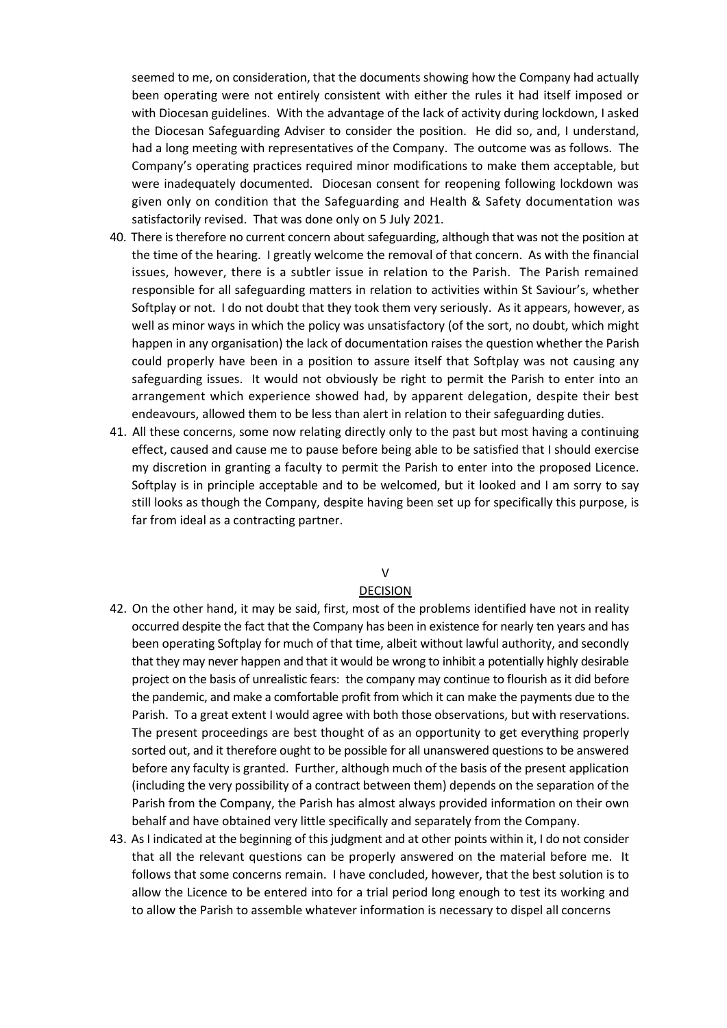seemed to me, on consideration, that the documents showing how the Company had actually been operating were not entirely consistent with either the rules it had itself imposed or with Diocesan guidelines. With the advantage of the lack of activity during lockdown, I asked the Diocesan Safeguarding Adviser to consider the position. He did so, and, I understand, had a long meeting with representatives of the Company. The outcome was as follows. The Company's operating practices required minor modifications to make them acceptable, but were inadequately documented. Diocesan consent for reopening following lockdown was given only on condition that the Safeguarding and Health & Safety documentation was satisfactorily revised. That was done only on 5 July 2021.

40. There is therefore no current concern about safeguarding, although that was not the position at the time of the hearing. I greatly welcome the removal of that concern. As with the financial issues, however, there is a subtler issue in relation to the Parish. The Parish remained responsible for all safeguarding matters in relation to activities within St Saviour's, whether Softplay or not. I do not doubt that they took them very seriously. As it appears, however, as well as minor ways in which the policy was unsatisfactory (of the sort, no doubt, which might happen in any organisation) the lack of documentation raises the question whether the Parish could properly have been in a position to assure itself that Softplay was not causing any safeguarding issues. It would not obviously be right to permit the Parish to enter into an arrangement which experience showed had, by apparent delegation, despite their best endeavours, allowed them to be less than alert in relation to their safeguarding duties.

41. All these concerns, some now relating directly only to the past but most having a continuing effect, caused and cause me to pause before being able to be satisfied that I should exercise my discretion in granting a faculty to permit the Parish to enter into the proposed Licence. Softplay is in principle acceptable and to be welcomed, but it looked and I am sorry to say still looks as though the Company, despite having been set up for specifically this purpose, is far from ideal as a contracting partner.

## V

## DECISION

42. On the other hand, it may be said, first, most of the problems identified have not in reality occurred despite the fact that the Company has been in existence for nearly ten years and has been operating Softplay for much of that time, albeit without lawful authority, and secondly that they may never happen and that it would be wrong to inhibit a potentially highly desirable project on the basis of unrealistic fears: the company may continue to flourish as it did before the pandemic, and make a comfortable profit from which it can make the payments due to the Parish. To a great extent I would agree with both those observations, but with reservations. The present proceedings are best thought of as an opportunity to get everything properly sorted out, and it therefore ought to be possible for all unanswered questions to be answered before any faculty is granted. Further, although much of the basis of the present application (including the very possibility of a contract between them) depends on the separation of the Parish from the Company, the Parish has almost always provided information on their own behalf and have obtained very little specifically and separately from the Company.

43. As I indicated at the beginning of this judgment and at other points within it, I do not consider that all the relevant questions can be properly answered on the material before me. It follows that some concerns remain. I have concluded, however, that the best solution is to allow the Licence to be entered into for a trial period long enough to test its working and to allow the Parish to assemble whatever information is necessary to dispel all concerns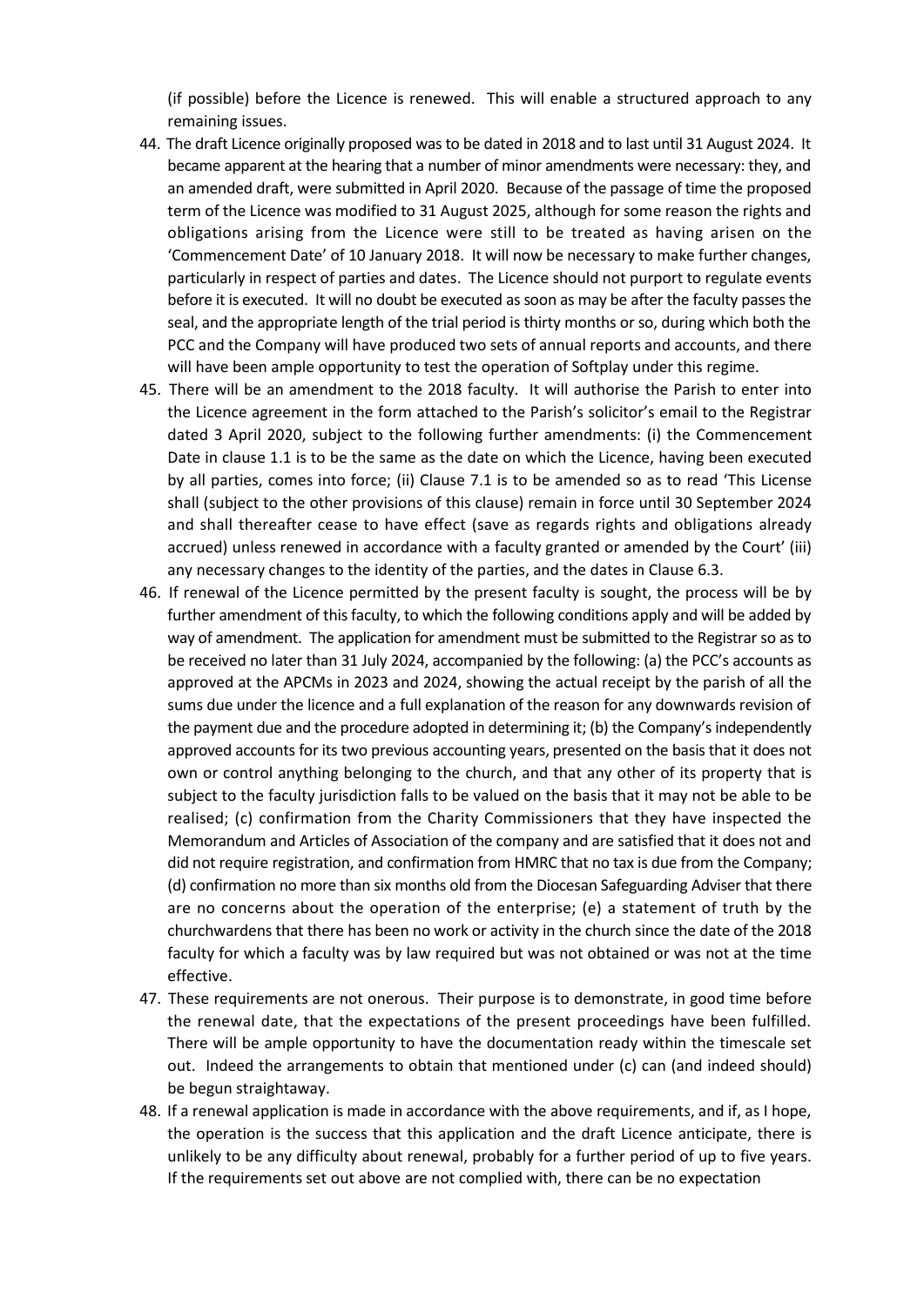(if possible) before the Licence is renewed. This will enable a structured approach to any remaining issues.

44. The draft Licence originally proposed was to be dated in 2018 and to last until 31 August 2024. It became apparent at the hearing that a number of minor amendments were necessary: they, and an amended draft, were submitted in April 2020. Because of the passage of time the proposed term of the Licence was modified to 31 August 2025, although for some reason the rights and obligations arising from the Licence were still to be treated as having arisen on the 'Commencement Date' of 10 January 2018. It will now be necessary to make further changes, particularly in respect of parties and dates. The Licence should not purport to regulate events before it is executed. It will no doubt be executed as soon as may be after the faculty passes the seal, and the appropriate length of the trial period is thirty months or so, during which both the PCC and the Company will have produced two sets of annual reports and accounts, and there will have been ample opportunity to test the operation of Softplay under this regime.
45. There will be an amendment to the 2018 faculty. It will authorise the Parish to enter into the Licence agreement in the form attached to the Parish's solicitor's email to the Registrar dated 3 April 2020, subject to the following further amendments: (i) the Commencement Date in clause 1.1 is to be the same as the date on which the Licence, having been executed by all parties, comes into force; (ii) Clause 7.1 is to be amended so as to read 'This License shall (subject to the other provisions of this clause) remain in force until 30 September 2024 and shall thereafter cease to have effect (save as regards rights and obligations already accrued) unless renewed in accordance with a faculty granted or amended by the Court' (iii) any necessary changes to the identity of the parties, and the dates in Clause 6.3.
46. If renewal of the Licence permitted by the present faculty is sought, the process will be by further amendment of this faculty, to which the following conditions apply and will be added by way of amendment. The application for amendment must be submitted to the Registrar so as to be received no later than 31 July 2024, accompanied by the following: (a) the PCC's accounts as approved at the APCMs in 2023 and 2024, showing the actual receipt by the parish of all the sums due under the licence and a full explanation of the reason for any downwards revision of the payment due and the procedure adopted in determining it; (b) the Company's independently approved accounts for its two previous accounting years, presented on the basis that it does not own or control anything belonging to the church, and that any other of its property that is subject to the faculty jurisdiction falls to be valued on the basis that it may not be able to be realised; (c) confirmation from the Charity Commissioners that they have inspected the Memorandum and Articles of Association of the company and are satisfied that it does not and did not require registration, and confirmation from HMRC that no tax is due from the Company; (d) confirmation no more than six months old from the Diocesan Safeguarding Adviser that there are no concerns about the operation of the enterprise; (e) a statement of truth by the churchwardens that there has been no work or activity in the church since the date of the 2018 faculty for which a faculty was by law required but was not obtained or was not at the time effective.
47. These requirements are not onerous. Their purpose is to demonstrate, in good time before the renewal date, that the expectations of the present proceedings have been fulfilled. There will be ample opportunity to have the documentation ready within the timescale set out. Indeed the arrangements to obtain that mentioned under (c) can (and indeed should) be begun straightaway.
48. If a renewal application is made in accordance with the above requirements, and if, as I hope, the operation is the success that this application and the draft Licence anticipate, there is unlikely to be any difficulty about renewal, probably for a further period of up to five years. If the requirements set out above are not complied with, there can be no expectation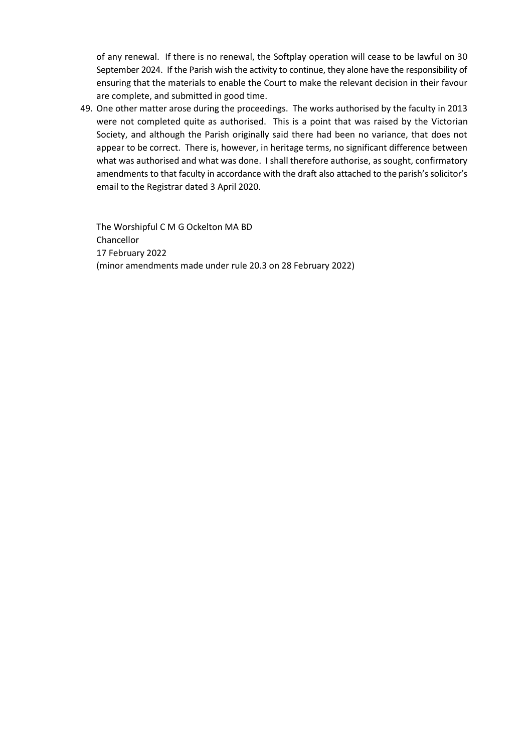of any renewal. If there is no renewal, the Softplay operation will cease to be lawful on 30 September 2024. If the Parish wish the activity to continue, they alone have the responsibility of ensuring that the materials to enable the Court to make the relevant decision in their favour are complete, and submitted in good time.

49. One other matter arose during the proceedings. The works authorised by the faculty in 2013 were not completed quite as authorised. This is a point that was raised by the Victorian Society, and although the Parish originally said there had been no variance, that does not appear to be correct. There is, however, in heritage terms, no significant difference between what was authorised and what was done. I shall therefore authorise, as sought, confirmatory amendments to that faculty in accordance with the draft also attached to the parish's solicitor's email to the Registrar dated 3 April 2020.

The Worshipful C M G Ockelton MA BD
Chancellor
17 February 2022
(minor amendments made under rule 20.3 on 28 February 2022)